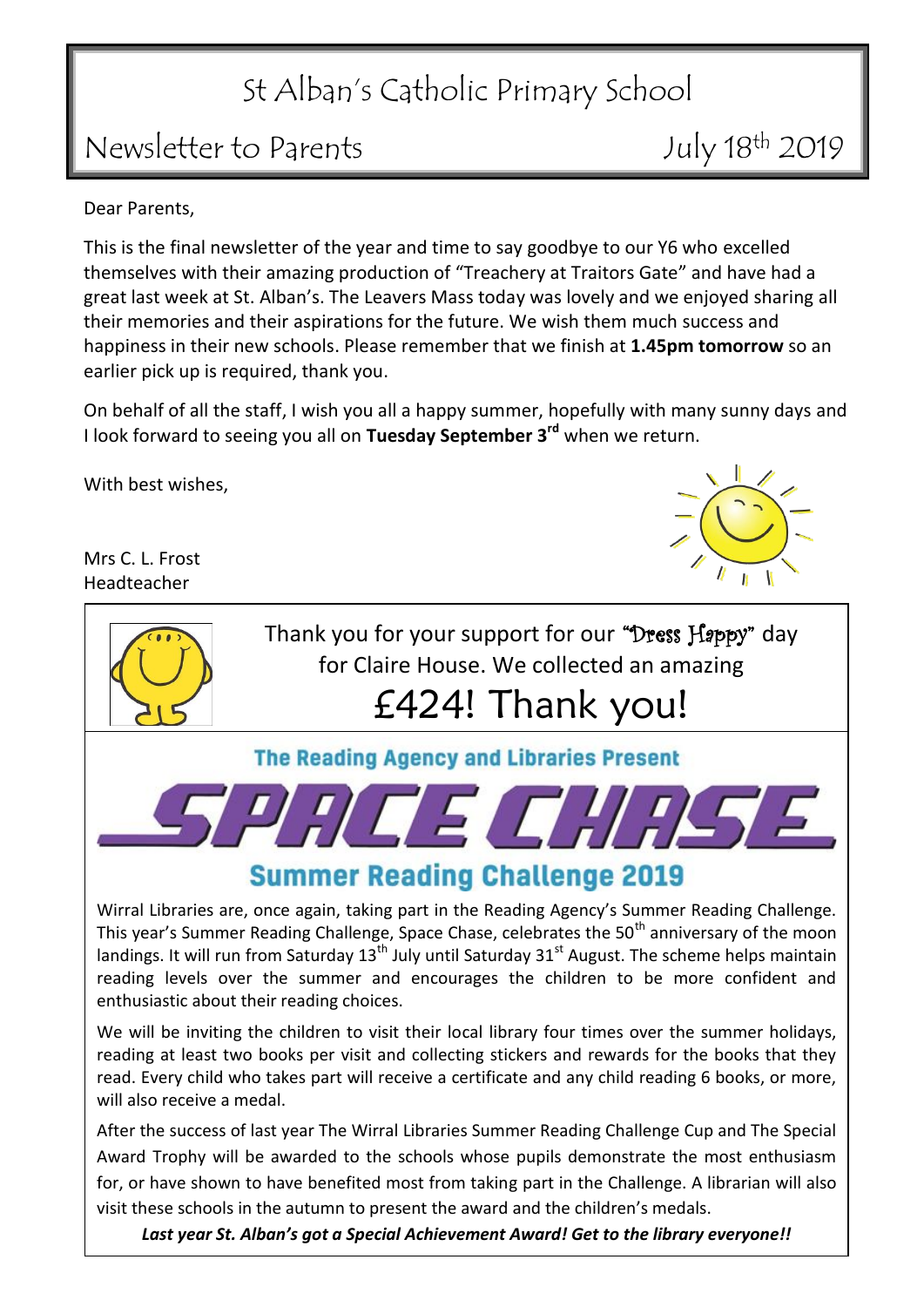# St Alban's Catholic Primary School

## Newsletter to Parents — July 18th 2019

Dear Parents,

This is the final newsletter of the year and time to say goodbye to our Y6 who excelled themselves with their amazing production of "Treachery at Traitors Gate" and have had a great last week at St. Alban's. The Leavers Mass today was lovely and we enjoyed sharing all their memories and their aspirations for the future. We wish them much success and happiness in their new schools. Please remember that we finish at **1.45pm tomorrow** so an earlier pick up is required, thank you.

On behalf of all the staff, I wish you all a happy summer, hopefully with many sunny days and I look forward to seeing you all on **Tuesday September 3rd** when we return.

With best wishes,

Mrs C. L. Frost
Headteacher

---

Thank you for your support for our "Dress Happy" day for Claire House. We collected an amazing

**£424! Thank you!**

---

**The Reading Agency and Libraries Present**

# SPACE CHASE

## Summer Reading Challenge 2019

Wirral Libraries are, once again, taking part in the Reading Agency's Summer Reading Challenge. This year's Summer Reading Challenge, Space Chase, celebrates the 50th anniversary of the moon landings. It will run from Saturday 13th July until Saturday 31st August. The scheme helps maintain reading levels over the summer and encourages the children to be more confident and enthusiastic about their reading choices.

We will be inviting the children to visit their local library four times over the summer holidays, reading at least two books per visit and collecting stickers and rewards for the books that they read. Every child who takes part will receive a certificate and any child reading 6 books, or more, will also receive a medal.

After the success of last year The Wirral Libraries Summer Reading Challenge Cup and The Special Award Trophy will be awarded to the schools whose pupils demonstrate the most enthusiasm for, or have shown to have benefited most from taking part in the Challenge. A librarian will also visit these schools in the autumn to present the award and the children's medals.

***Last year St. Alban's got a Special Achievement Award! Get to the library everyone!!***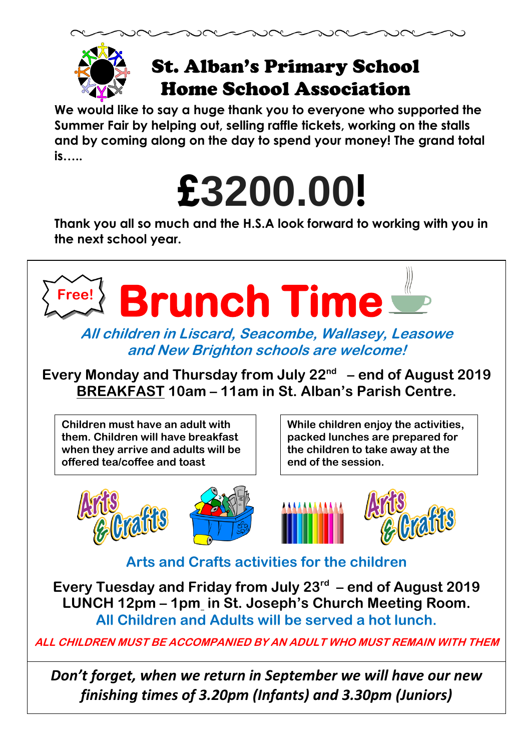# St. Alban's Primary School
# Home School Association

**We would like to say a huge thank you to everyone who supported the Summer Fair by helping out, selling raffle tickets, working on the stalls and by coming along on the day to spend your money! The grand total is…..**

# £3200.00!

**Thank you all so much and the H.S.A look forward to working with you in the next school year.**

Free!

# Brunch Time

***All children in Liscard, Seacombe, Wallasey, Leasowe and New Brighton schools are welcome!***

**Every Monday and Thursday from July 22nd – end of August 2019**
**BREAKFAST 10am – 11am in St. Alban's Parish Centre.**

**Children must have an adult with them. Children will have breakfast when they arrive and adults will be offered tea/coffee and toast**

**While children enjoy the activities, packed lunches are prepared for the children to take away at the end of the session.**

Arts & Crafts

Arts & Crafts

**Arts and Crafts activities for the children**

**Every Tuesday and Friday from July 23rd – end of August 2019**
**LUNCH 12pm – 1pm in St. Joseph's Church Meeting Room.**
**All Children and Adults will be served a hot lunch.**

***ALL CHILDREN MUST BE ACCOMPANIED BY AN ADULT WHO MUST REMAIN WITH THEM***

***Don't forget, when we return in September we will have our new finishing times of 3.20pm (Infants) and 3.30pm (Juniors)***